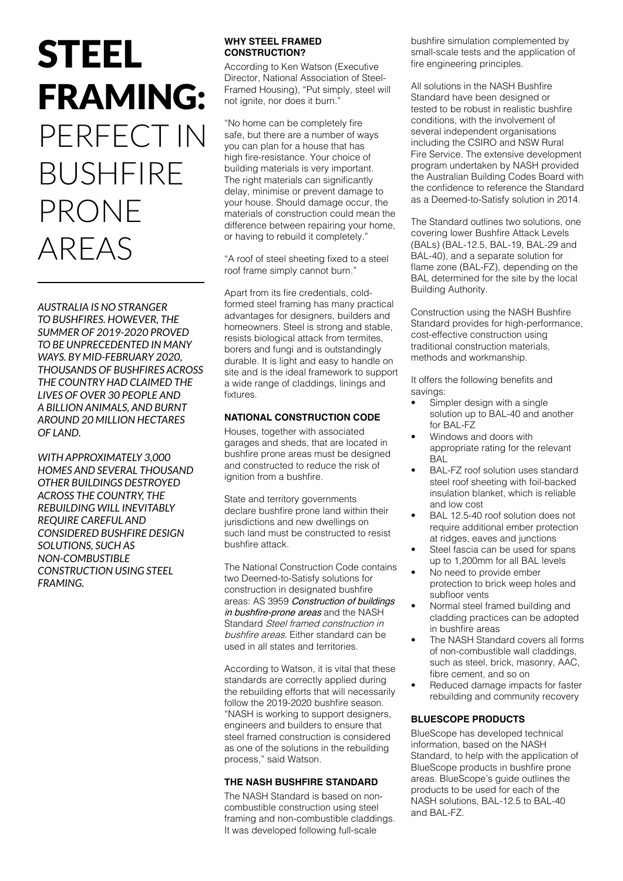# STEEL FRAMING: PERFECT IN BUSHFIRE PRONE AREAS

*AUSTRALIA IS NO STRANGER TO BUSHFIRES. HOWEVER, THE SUMMER OF 2019-2020 PROVED TO BE UNPRECEDENTED IN MANY WAYS. BY MID-FEBRUARY 2020, THOUSANDS OF BUSHFIRES ACROSS THE COUNTRY HAD CLAIMED THE LIVES OF OVER 30 PEOPLE AND A BILLION ANIMALS, AND BURNT AROUND 20 MILLION HECTARES OF LAND.*

*WITH APPROXIMATELY 3,000 HOMES AND SEVERAL THOUSAND OTHER BUILDINGS DESTROYED ACROSS THE COUNTRY, THE REBUILDING WILL INEVITABLY REQUIRE CAREFUL AND CONSIDERED BUSHFIRE DESIGN SOLUTIONS, SUCH AS NON-COMBUSTIBLE CONSTRUCTION USING STEEL FRAMING.*

### WHY STEEL FRAMED CONSTRUCTION?

According to Ken Watson (Executive Director, National Association of Steel-Framed Housing), "Put simply, steel will not ignite, nor does it burn."

"No home can be completely fire safe, but there are a number of ways you can plan for a house that has high fire-resistance. Your choice of building materials is very important. The right materials can significantly delay, minimise or prevent damage to your house. Should damage occur, the materials of construction could mean the difference between repairing your home, or having to rebuild it completely."

"A roof of steel sheeting fixed to a steel roof frame simply cannot burn."

Apart from its fire credentials, cold-formed steel framing has many practical advantages for designers, builders and homeowners. Steel is strong and stable, resists biological attack from termites, borers and fungi and is outstandingly durable. It is light and easy to handle on site and is the ideal framework to support a wide range of claddings, linings and fixtures.

### NATIONAL CONSTRUCTION CODE

Houses, together with associated garages and sheds, that are located in bushfire prone areas must be designed and constructed to reduce the risk of ignition from a bushfire.

State and territory governments declare bushfire prone land within their jurisdictions and new dwellings on such land must be constructed to resist bushfire attack.

The National Construction Code contains two Deemed-to-Satisfy solutions for construction in designated bushfire areas: AS 3959 ***Construction of buildings in bushfire-prone areas*** and the NASH Standard *Steel framed construction in bushfire areas*. Either standard can be used in all states and territories.

According to Watson, it is vital that these standards are correctly applied during the rebuilding efforts that will necessarily follow the 2019-2020 bushfire season. "NASH is working to support designers, engineers and builders to ensure that steel framed construction is considered as one of the solutions in the rebuilding process," said Watson.

### THE NASH BUSHFIRE STANDARD

The NASH Standard is based on non-combustible construction using steel framing and non-combustible claddings. It was developed following full-scale bushfire simulation complemented by small-scale tests and the application of fire engineering principles.

All solutions in the NASH Bushfire Standard have been designed or tested to be robust in realistic bushfire conditions, with the involvement of several independent organisations including the CSIRO and NSW Rural Fire Service. The extensive development program undertaken by NASH provided the Australian Building Codes Board with the confidence to reference the Standard as a Deemed-to-Satisfy solution in 2014.

The Standard outlines two solutions, one covering lower Bushfire Attack Levels (BALs) (BAL-12.5, BAL-19, BAL-29 and BAL-40), and a separate solution for flame zone (BAL-FZ), depending on the BAL determined for the site by the local Building Authority.

Construction using the NASH Bushfire Standard provides for high-performance, cost-effective construction using traditional construction materials, methods and workmanship.

It offers the following benefits and savings:

- Simpler design with a single solution up to BAL-40 and another for BAL-FZ
- Windows and doors with appropriate rating for the relevant BAL
- BAL-FZ roof solution uses standard steel roof sheeting with foil-backed insulation blanket, which is reliable and low cost
- BAL 12.5-40 roof solution does not require additional ember protection at ridges, eaves and junctions
- Steel fascia can be used for spans up to 1,200mm for all BAL levels
- No need to provide ember protection to brick weep holes and subfloor vents
- Normal steel framed building and cladding practices can be adopted in bushfire areas
- The NASH Standard covers all forms of non-combustible wall claddings, such as steel, brick, masonry, AAC, fibre cement, and so on
- Reduced damage impacts for faster rebuilding and community recovery

### BLUESCOPE PRODUCTS

BlueScope has developed technical information, based on the NASH Standard, to help with the application of BlueScope products in bushfire prone areas. BlueScope's guide outlines the products to be used for each of the NASH solutions, BAL-12.5 to BAL-40 and BAL-FZ.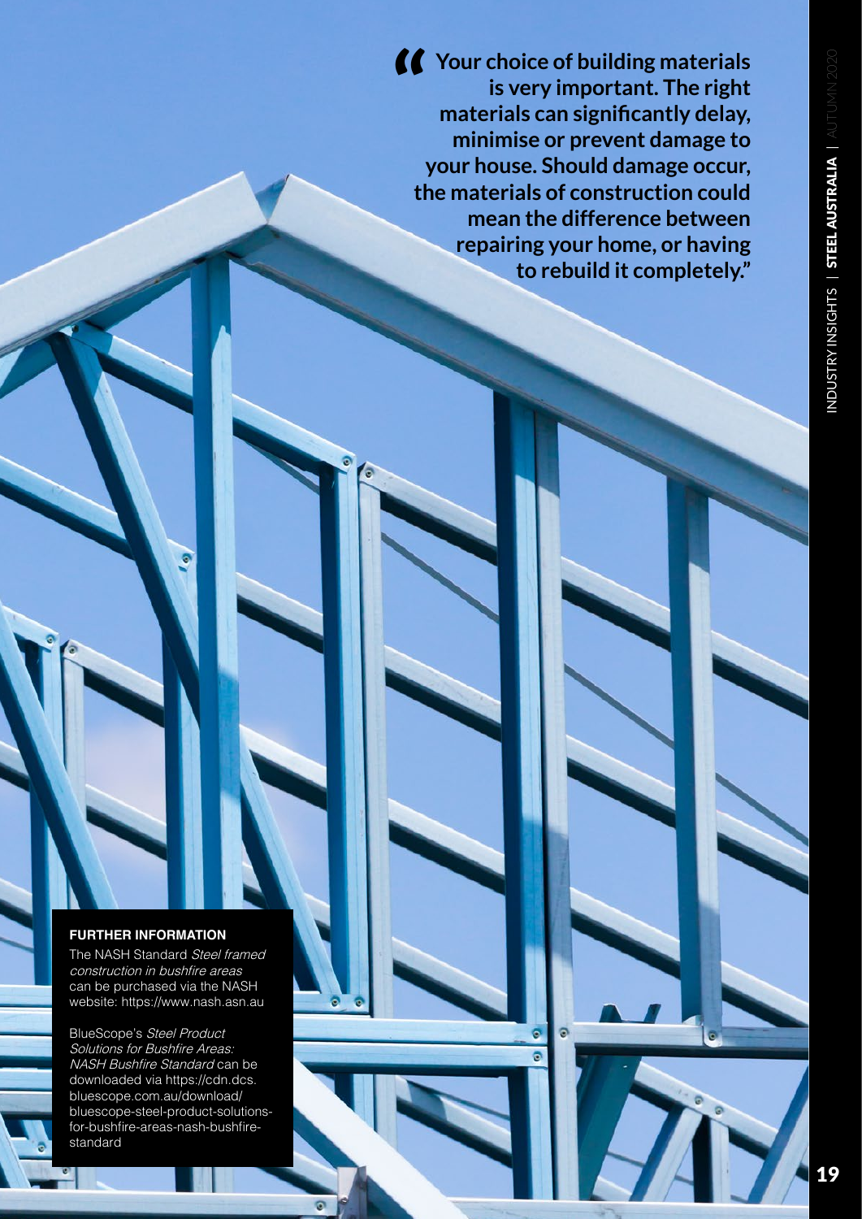**"Your choice of building materials is very important. The right materials can significantly delay, minimise or prevent damage to your house. Should damage occur, the materials of construction could mean the difference between repairing your home, or having to rebuild it completely."**

**FURTHER INFORMATION**

The NASH Standard *Steel framed construction in bushfire areas* can be purchased via the NASH website: https://www.nash.asn.au

BlueScope's *Steel Product Solutions for Bushfire Areas: NASH Bushfire Standard* can be downloaded via https://cdn.dcs.bluescope.com.au/download/bluescope-steel-product-solutions-for-bushfire-areas-nash-bushfire-standard